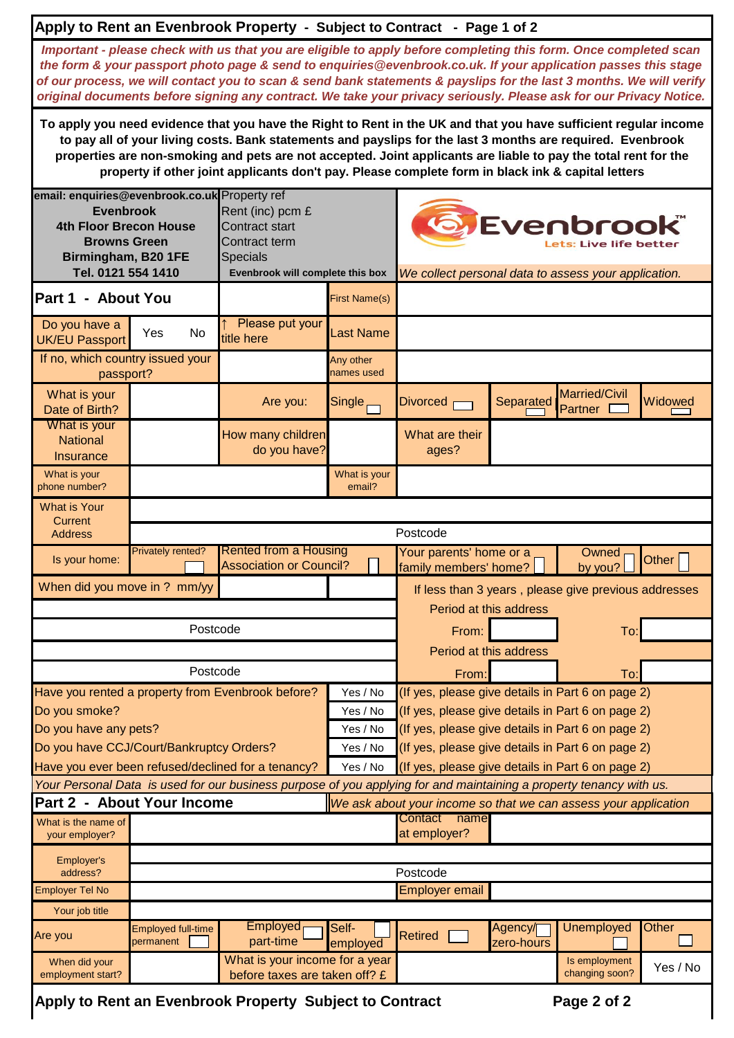# Apply to Rent an Evenbrook Property - Subject to Contract

***Important - please check with us that you are eligible to apply before completing this form. Once completed scan the form & your passport photo page & send to enquiries@evenbrook.co.uk. If your application passes this stage of our process, we will contact you to scan & send bank statements & payslips for the last 3 months. We will verify original documents before signing any contract. We take your privacy seriously. Please ask for our Privacy Notice.***

**To apply you need evidence that you have the Right to Rent in the UK and that you have sufficient regular income to pay all of your living costs. Bank statements and payslips for the last 3 months are required. Evenbrook properties are non-smoking and pets are not accepted. Joint applicants are liable to pay the total rent for the property if other joint applicants don't pay. Please complete form in black ink & capital letters**

| **email: enquiries@evenbrook.co.uk** | |
|---|---|
| **Evenbrook** | Property ref |
| **4th Floor Brecon House** | Rent (inc) pcm £ |
| **Browns Green** | Contract start |
| **Birmingham, B20 1FE** | Contract term |
| **Tel. 0121 554 1410** | Specials |
| | **Evenbrook will complete this box** |

Evenbrook Lets: Live life better

*We collect personal data to assess your application.*

## Part 1 - About You

| | | | | | | |
|---|---|---|---|---|---|---|
| | | | First Name(s) | | | |
| Do you have a UK/EU Passport | Yes No | ↑ Please put your title here | Last Name | | | |
| If no, which country issued your passport? | | | Any other names used | | | |
| What is your Date of Birth? | | Are you: | Single ☐ | Divorced ☐ | Separated ☐ | Married/Civil Partner ☐ | Widowed ☐ |
| What is your National Insurance | | How many children do you have? | | What are their ages? | | |
| What is your phone number? | | | What is your email? | | | |
| What is Your Current Address | | | | | | |
| | | | | Postcode | | |
| Is your home: | Privately rented? ☐ | Rented from a Housing Association or Council? ☐ | | Your parents' home or a family members' home? ☐ | Owned by you? ☐ | Other ☐ |
| When did you move in ? mm/yy | | | | If less than 3 years , please give previous addresses | | |
| | | | | Period at this address | | |
| Postcode | | | | From: | To: | |
| | | | | Period at this address | | |
| Postcode | | | | From: | To: | |

| | | |
|---|---|---|
| Have you rented a property from Evenbrook before? | Yes / No | (If yes, please give details in Part 6 on page 2) |
| Do you smoke? | Yes / No | (If yes, please give details in Part 6 on page 2) |
| Do you have any pets? | Yes / No | (If yes, please give details in Part 6 on page 2) |
| Do you have CCJ/Court/Bankruptcy Orders? | Yes / No | (If yes, please give details in Part 6 on page 2) |
| Have you ever been refused/declined for a tenancy? | Yes / No | (If yes, please give details in Part 6 on page 2) |

*Your Personal Data is used for our business purpose of you applying for and maintaining a property tenancy with us.*

## Part 2 - About Your Income

*We ask about your income so that we can assess your application*

| | | | | | | | |
|---|---|---|---|---|---|---|---|
| What is the name of your employer? | | | Contact name at employer? | | | | |
| Employer's address? | | | | | | | |
| | | | Postcode | | | | |
| Employer Tel No | | | Employer email | | | | |
| Your job title | | | | | | | |
| Are you | Employed full-time permanent ☐ | Employed part-time ☐ | Self-employed ☐ | Retired ☐ | Agency/zero-hours ☐ | Unemployed ☐ | Other ☐ |
| When did your employment start? | | What is your income for a year before taxes are taken off? £ | | | Is employment changing soon? | Yes / No | |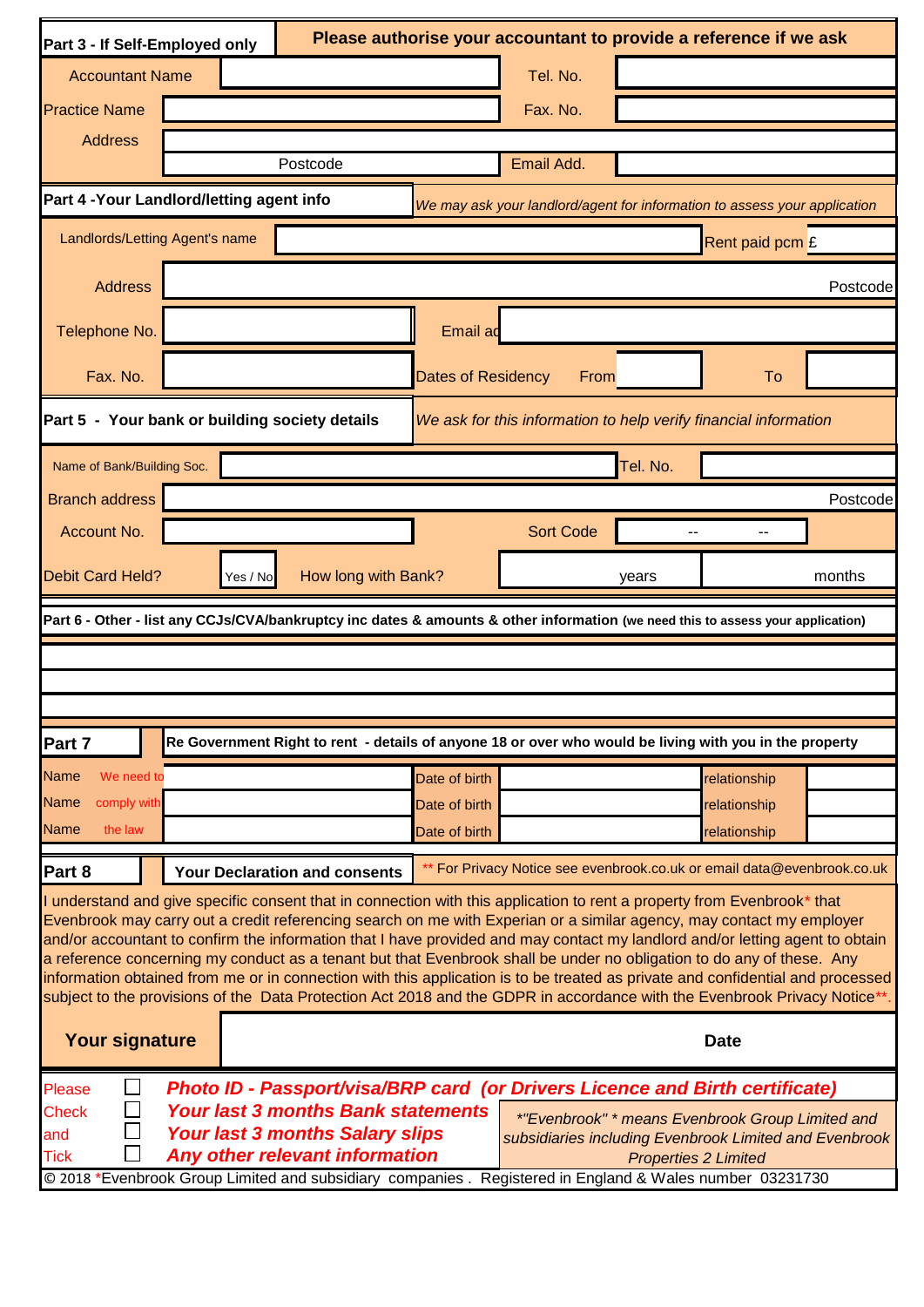## Part 3 - If Self-Employed only

**Please authorise your accountant to provide a reference if we ask**

| | | | |
|---|---|---|---|
| Accountant Name | | Tel. No. | |
| Practice Name | | Fax. No. | |
| Address | | | |
| | Postcode | Email Add. | |

## Part 4 -Your Landlord/letting agent info

*We may ask your landlord/agent for information to assess your application*

| | | | | | |
|---|---|---|---|---|---|
| Landlords/Letting Agent's name | | Rent paid pcm £ | | | |
| Address | | | | | Postcode |
| Telephone No. | | Email ad | | | |
| Fax. No. | | Dates of Residency | From | To | |

## Part 5 - Your bank or building society details

*We ask for this information to help verify financial information*

| | | | | | |
|---|---|---|---|---|---|
| Name of Bank/Building Soc. | | Tel. No. | | | |
| Branch address | | | | | Postcode |
| Account No. | | Sort Code | -- -- | | |
| Debit Card Held? | Yes / No | How long with Bank? | years | months | |

## Part 6 - Other - list any CCJs/CVA/bankruptcy inc dates & amounts & other information (we need this to assess your application)

## Part 7

**Re Government Right to rent - details of anyone 18 or over who would be living with you in the property**

| | | | | | |
|---|---|---|---|---|---|
| Name | We need to | Date of birth | | relationship | |
| Name | comply with | Date of birth | | relationship | |
| Name | the law | Date of birth | | relationship | |

## Part 8

**Your Declaration and consents**

** For Privacy Notice see evenbrook.co.uk or email data@evenbrook.co.uk

I understand and give specific consent that in connection with this application to rent a property from Evenbrook* that Evenbrook may carry out a credit referencing search on me with Experian or a similar agency, may contact my employer and/or accountant to confirm the information that I have provided and may contact my landlord and/or letting agent to obtain a reference concerning my conduct as a tenant but that Evenbrook shall be under no obligation to do any of these. Any information obtained from me or in connection with this application is to be treated as private and confidential and processed subject to the provisions of the Data Protection Act 2018 and the GDPR in accordance with the Evenbrook Privacy Notice**.

| | | |
|---|---|---|
| **Your signature** | | **Date** |

Please Check and Tick

- ☐ ***Photo ID - Passport/visa/BRP card (or Drivers Licence and Birth certificate)***
- ☐ ***Your last 3 months Bank statements***
- ☐ ***Your last 3 months Salary slips***
- ☐ ***Any other relevant information***

*"Evenbrook" * means Evenbrook Group Limited and subsidiaries including Evenbrook Limited and Evenbrook Properties 2 Limited*

© 2018 *Evenbrook Group Limited and subsidiary companies . Registered in England & Wales number 03231730